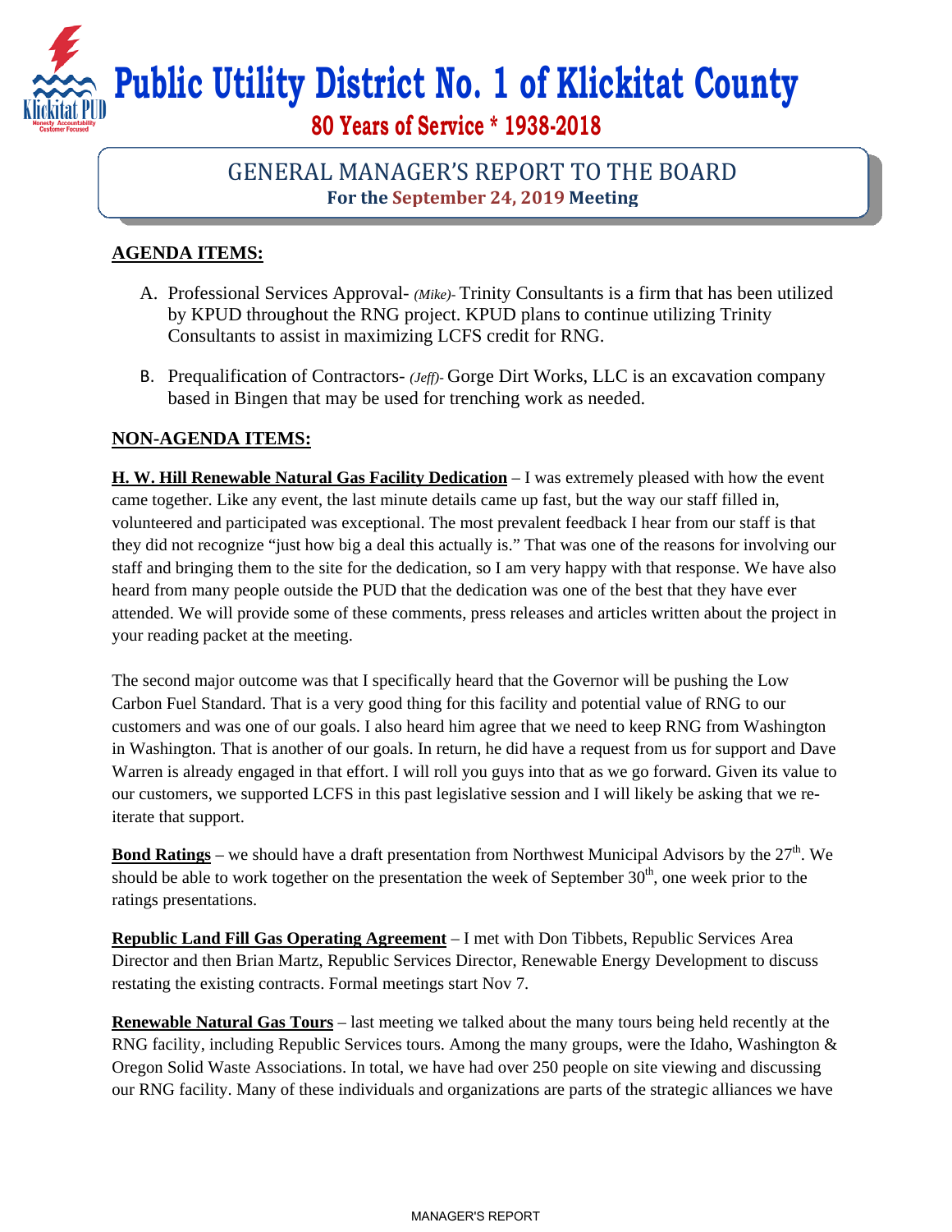# Public Utility District No. 1 of Klickitat County

## 80 Years of Service * 1938-2018

## GENERAL MANAGER'S REPORT TO THE BOARD

**For the September 24, 2019 Meeting**

### AGENDA ITEMS:

A. Professional Services Approval- *(Mike)-* Trinity Consultants is a firm that has been utilized by KPUD throughout the RNG project. KPUD plans to continue utilizing Trinity Consultants to assist in maximizing LCFS credit for RNG.

B. Prequalification of Contractors- *(Jeff)-* Gorge Dirt Works, LLC is an excavation company based in Bingen that may be used for trenching work as needed.

### NON-AGENDA ITEMS:

**H. W. Hill Renewable Natural Gas Facility Dedication** – I was extremely pleased with how the event came together. Like any event, the last minute details came up fast, but the way our staff filled in, volunteered and participated was exceptional. The most prevalent feedback I hear from our staff is that they did not recognize "just how big a deal this actually is." That was one of the reasons for involving our staff and bringing them to the site for the dedication, so I am very happy with that response. We have also heard from many people outside the PUD that the dedication was one of the best that they have ever attended. We will provide some of these comments, press releases and articles written about the project in your reading packet at the meeting.

The second major outcome was that I specifically heard that the Governor will be pushing the Low Carbon Fuel Standard. That is a very good thing for this facility and potential value of RNG to our customers and was one of our goals. I also heard him agree that we need to keep RNG from Washington in Washington. That is another of our goals. In return, he did have a request from us for support and Dave Warren is already engaged in that effort. I will roll you guys into that as we go forward. Given its value to our customers, we supported LCFS in this past legislative session and I will likely be asking that we re-iterate that support.

**Bond Ratings** – we should have a draft presentation from Northwest Municipal Advisors by the 27th. We should be able to work together on the presentation the week of September 30th, one week prior to the ratings presentations.

**Republic Land Fill Gas Operating Agreement** – I met with Don Tibbets, Republic Services Area Director and then Brian Martz, Republic Services Director, Renewable Energy Development to discuss restating the existing contracts. Formal meetings start Nov 7.

**Renewable Natural Gas Tours** – last meeting we talked about the many tours being held recently at the RNG facility, including Republic Services tours. Among the many groups, were the Idaho, Washington & Oregon Solid Waste Associations. In total, we have had over 250 people on site viewing and discussing our RNG facility. Many of these individuals and organizations are parts of the strategic alliances we have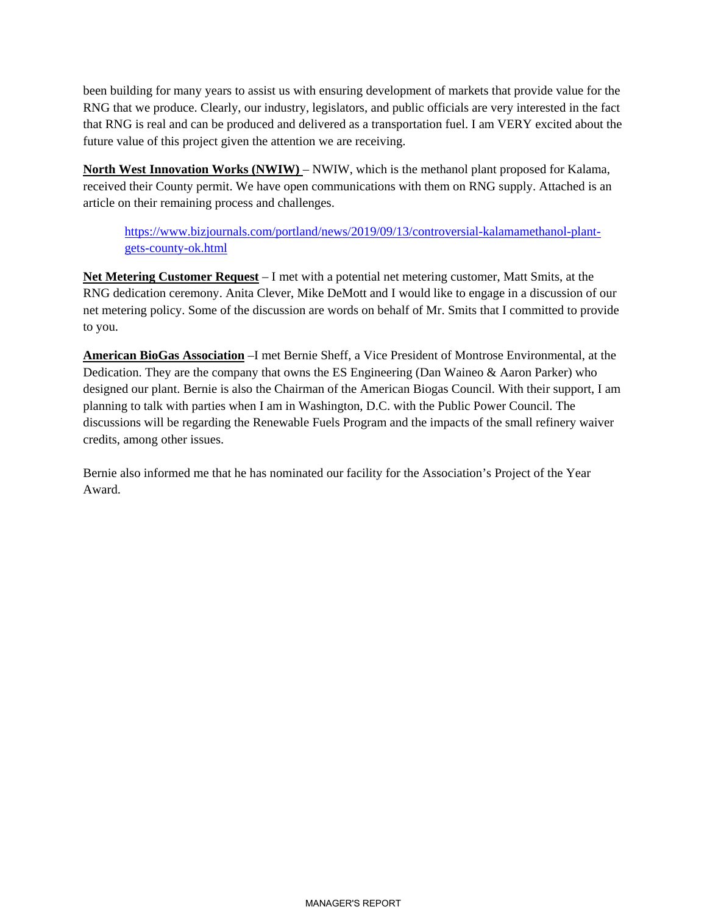been building for many years to assist us with ensuring development of markets that provide value for the RNG that we produce. Clearly, our industry, legislators, and public officials are very interested in the fact that RNG is real and can be produced and delivered as a transportation fuel. I am VERY excited about the future value of this project given the attention we are receiving.

**North West Innovation Works (NWIW)** – NWIW, which is the methanol plant proposed for Kalama, received their County permit. We have open communications with them on RNG supply. Attached is an article on their remaining process and challenges.

> https://www.bizjournals.com/portland/news/2019/09/13/controversial-kalamamethanol-plant-gets-county-ok.html

**Net Metering Customer Request** – I met with a potential net metering customer, Matt Smits, at the RNG dedication ceremony. Anita Clever, Mike DeMott and I would like to engage in a discussion of our net metering policy. Some of the discussion are words on behalf of Mr. Smits that I committed to provide to you.

**American BioGas Association** –I met Bernie Sheff, a Vice President of Montrose Environmental, at the Dedication. They are the company that owns the ES Engineering (Dan Waineo & Aaron Parker) who designed our plant. Bernie is also the Chairman of the American Biogas Council. With their support, I am planning to talk with parties when I am in Washington, D.C. with the Public Power Council. The discussions will be regarding the Renewable Fuels Program and the impacts of the small refinery waiver credits, among other issues.

Bernie also informed me that he has nominated our facility for the Association's Project of the Year Award.